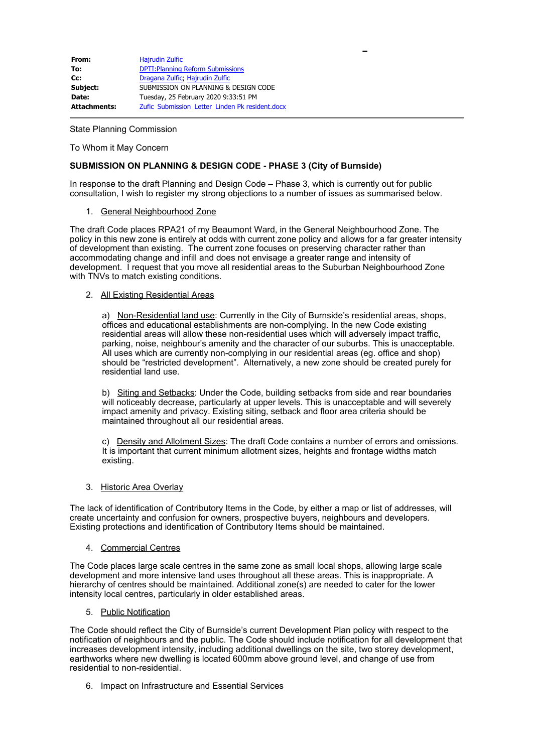| | |
|---|---|
| **From:** | Hajrudin Zulfic |
| **To:** | DPTI:Planning Reform Submissions |
| **Cc:** | Dragana Zulfic; Hajrudin Zulfic |
| **Subject:** | SUBMISSION ON PLANNING & DESIGN CODE |
| **Date:** | Tuesday, 25 February 2020 9:33:51 PM |
| **Attachments:** | Zufic Submission Letter Linden Pk resident.docx |

State Planning Commission

To Whom it May Concern

**SUBMISSION ON PLANNING & DESIGN CODE - PHASE 3 (City of Burnside)**

In response to the draft Planning and Design Code – Phase 3, which is currently out for public consultation, I wish to register my strong objections to a number of issues as summarised below.

1. General Neighbourhood Zone

The draft Code places RPA21 of my Beaumont Ward, in the General Neighbourhood Zone. The policy in this new zone is entirely at odds with current zone policy and allows for a far greater intensity of development than existing. The current zone focuses on preserving character rather than accommodating change and infill and does not envisage a greater range and intensity of development. I request that you move all residential areas to the Suburban Neighbourhood Zone with TNVs to match existing conditions.

2. All Existing Residential Areas

a) Non-Residential land use: Currently in the City of Burnside's residential areas, shops, offices and educational establishments are non-complying. In the new Code existing residential areas will allow these non-residential uses which will adversely impact traffic, parking, noise, neighbour's amenity and the character of our suburbs. This is unacceptable. All uses which are currently non-complying in our residential areas (eg. office and shop) should be "restricted development". Alternatively, a new zone should be created purely for residential land use.

b) Siting and Setbacks: Under the Code, building setbacks from side and rear boundaries will noticeably decrease, particularly at upper levels. This is unacceptable and will severely impact amenity and privacy. Existing siting, setback and floor area criteria should be maintained throughout all our residential areas.

c) Density and Allotment Sizes: The draft Code contains a number of errors and omissions. It is important that current minimum allotment sizes, heights and frontage widths match existing.

3. Historic Area Overlay

The lack of identification of Contributory Items in the Code, by either a map or list of addresses, will create uncertainty and confusion for owners, prospective buyers, neighbours and developers. Existing protections and identification of Contributory Items should be maintained.

4. Commercial Centres

The Code places large scale centres in the same zone as small local shops, allowing large scale development and more intensive land uses throughout all these areas. This is inappropriate. A hierarchy of centres should be maintained. Additional zone(s) are needed to cater for the lower intensity local centres, particularly in older established areas.

5. Public Notification

The Code should reflect the City of Burnside's current Development Plan policy with respect to the notification of neighbours and the public. The Code should include notification for all development that increases development intensity, including additional dwellings on the site, two storey development, earthworks where new dwelling is located 600mm above ground level, and change of use from residential to non-residential.

6. Impact on Infrastructure and Essential Services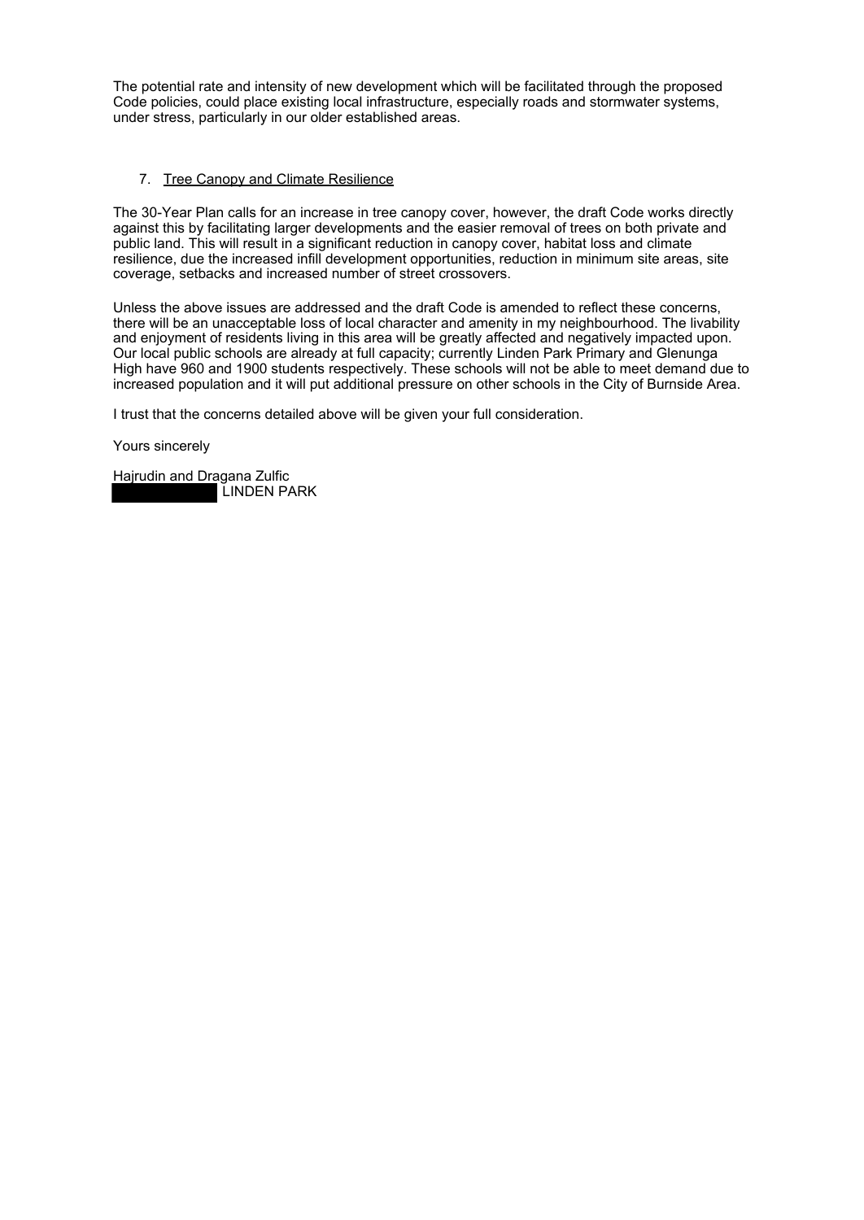The potential rate and intensity of new development which will be facilitated through the proposed Code policies, could place existing local infrastructure, especially roads and stormwater systems, under stress, particularly in our older established areas.

7. Tree Canopy and Climate Resilience

The 30-Year Plan calls for an increase in tree canopy cover, however, the draft Code works directly against this by facilitating larger developments and the easier removal of trees on both private and public land. This will result in a significant reduction in canopy cover, habitat loss and climate resilience, due the increased infill development opportunities, reduction in minimum site areas, site coverage, setbacks and increased number of street crossovers.

Unless the above issues are addressed and the draft Code is amended to reflect these concerns, there will be an unacceptable loss of local character and amenity in my neighbourhood. The livability and enjoyment of residents living in this area will be greatly affected and negatively impacted upon. Our local public schools are already at full capacity; currently Linden Park Primary and Glenunga High have 960 and 1900 students respectively. These schools will not be able to meet demand due to increased population and it will put additional pressure on other schools in the City of Burnside Area.

I trust that the concerns detailed above will be given your full consideration.

Yours sincerely

Hajrudin and Dragana Zulfic
[REDACTED] LINDEN PARK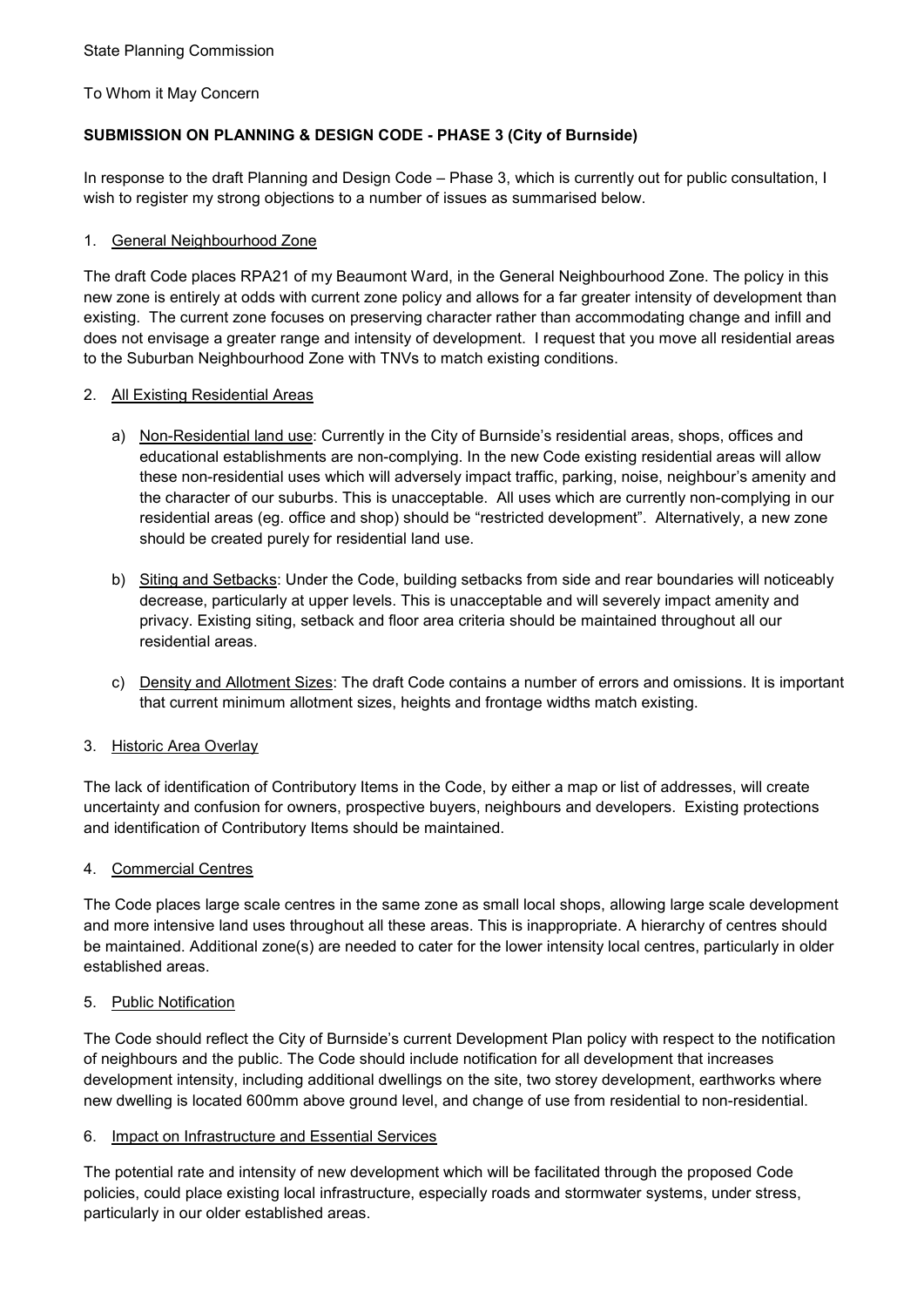State Planning Commission

To Whom it May Concern

**SUBMISSION ON PLANNING & DESIGN CODE - PHASE 3 (City of Burnside)**

In response to the draft Planning and Design Code – Phase 3, which is currently out for public consultation, I wish to register my strong objections to a number of issues as summarised below.

1. General Neighbourhood Zone

The draft Code places RPA21 of my Beaumont Ward, in the General Neighbourhood Zone. The policy in this new zone is entirely at odds with current zone policy and allows for a far greater intensity of development than existing. The current zone focuses on preserving character rather than accommodating change and infill and does not envisage a greater range and intensity of development. I request that you move all residential areas to the Suburban Neighbourhood Zone with TNVs to match existing conditions.

2. All Existing Residential Areas

   a) Non-Residential land use: Currently in the City of Burnside's residential areas, shops, offices and educational establishments are non-complying. In the new Code existing residential areas will allow these non-residential uses which will adversely impact traffic, parking, noise, neighbour's amenity and the character of our suburbs. This is unacceptable. All uses which are currently non-complying in our residential areas (eg. office and shop) should be "restricted development". Alternatively, a new zone should be created purely for residential land use.

   b) Siting and Setbacks: Under the Code, building setbacks from side and rear boundaries will noticeably decrease, particularly at upper levels. This is unacceptable and will severely impact amenity and privacy. Existing siting, setback and floor area criteria should be maintained throughout all our residential areas.

   c) Density and Allotment Sizes: The draft Code contains a number of errors and omissions. It is important that current minimum allotment sizes, heights and frontage widths match existing.

3. Historic Area Overlay

The lack of identification of Contributory Items in the Code, by either a map or list of addresses, will create uncertainty and confusion for owners, prospective buyers, neighbours and developers. Existing protections and identification of Contributory Items should be maintained.

4. Commercial Centres

The Code places large scale centres in the same zone as small local shops, allowing large scale development and more intensive land uses throughout all these areas. This is inappropriate. A hierarchy of centres should be maintained. Additional zone(s) are needed to cater for the lower intensity local centres, particularly in older established areas.

5. Public Notification

The Code should reflect the City of Burnside's current Development Plan policy with respect to the notification of neighbours and the public. The Code should include notification for all development that increases development intensity, including additional dwellings on the site, two storey development, earthworks where new dwelling is located 600mm above ground level, and change of use from residential to non-residential.

6. Impact on Infrastructure and Essential Services

The potential rate and intensity of new development which will be facilitated through the proposed Code policies, could place existing local infrastructure, especially roads and stormwater systems, under stress, particularly in our older established areas.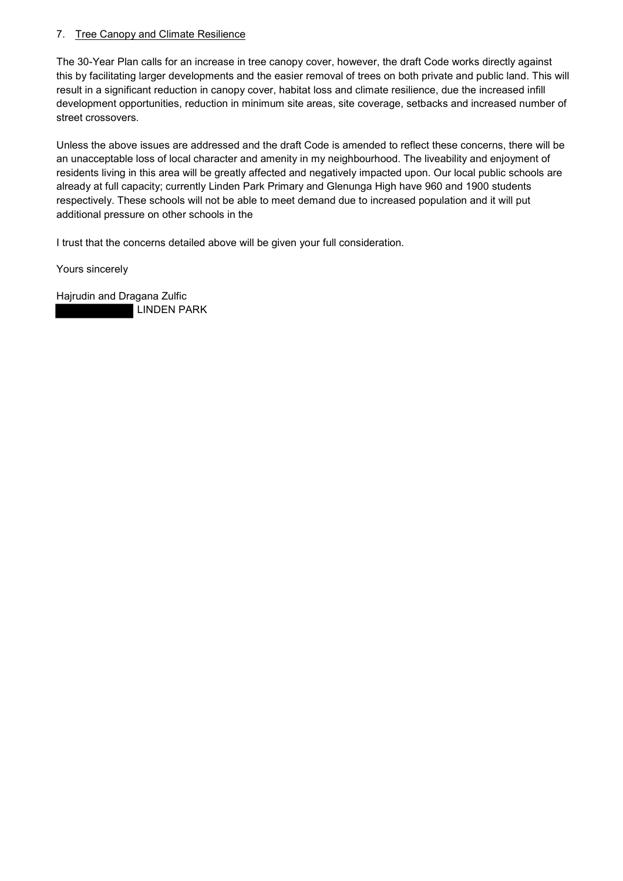7. <u>Tree Canopy and Climate Resilience</u>

The 30-Year Plan calls for an increase in tree canopy cover, however, the draft Code works directly against this by facilitating larger developments and the easier removal of trees on both private and public land. This will result in a significant reduction in canopy cover, habitat loss and climate resilience, due the increased infill development opportunities, reduction in minimum site areas, site coverage, setbacks and increased number of street crossovers.

Unless the above issues are addressed and the draft Code is amended to reflect these concerns, there will be an unacceptable loss of local character and amenity in my neighbourhood. The liveability and enjoyment of residents living in this area will be greatly affected and negatively impacted upon. Our local public schools are already at full capacity; currently Linden Park Primary and Glenunga High have 960 and 1900 students respectively. These schools will not be able to meet demand due to increased population and it will put additional pressure on other schools in the

I trust that the concerns detailed above will be given your full consideration.

Yours sincerely

Hajrudin and Dragana Zulfic
[REDACTED] LINDEN PARK